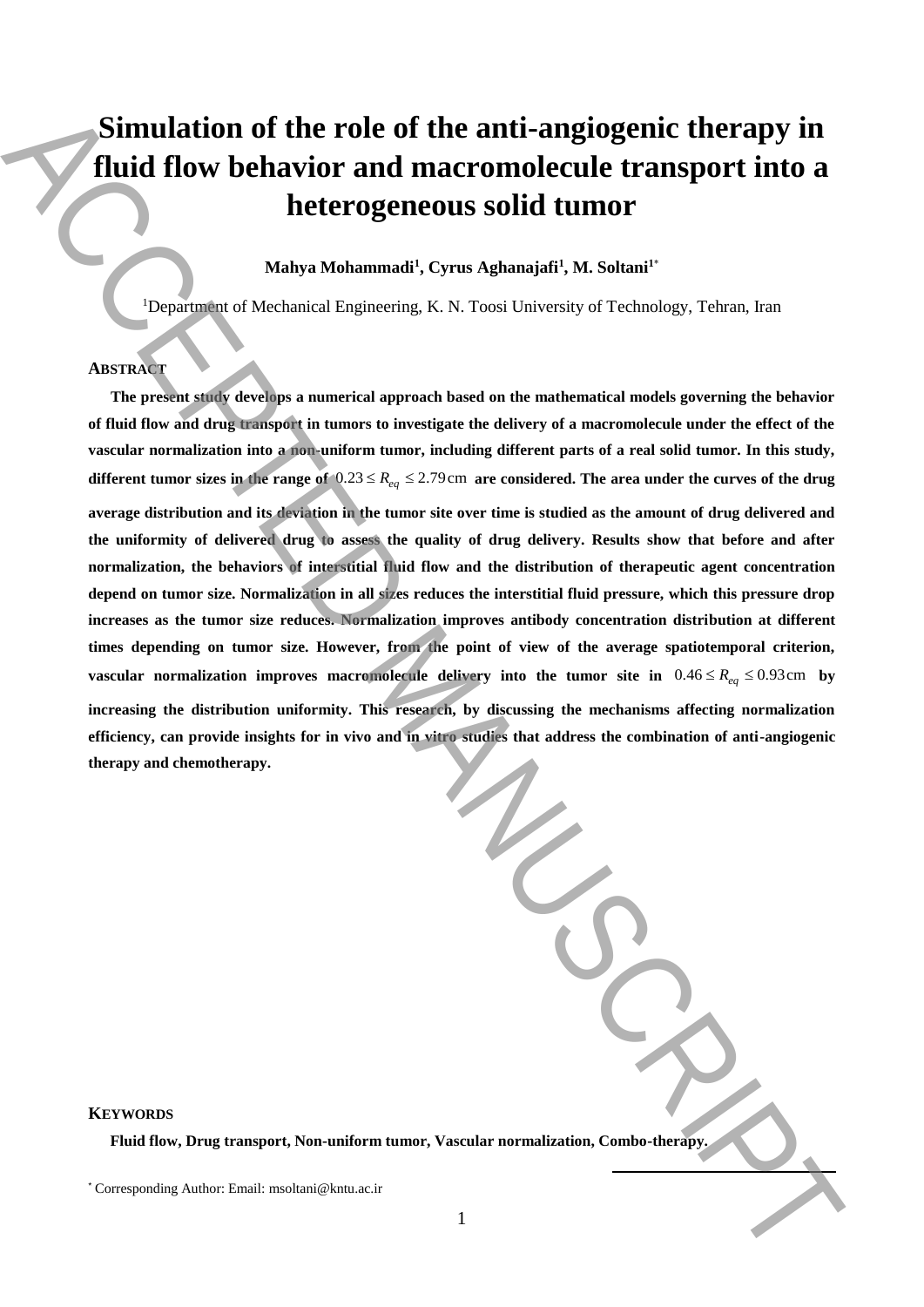# Simulation of the role of the anti-angiogenic therapy in fluid flow behavior and macromolecule transport into a heterogeneous solid tumor

**Mahya Mohammadi[1], Cyrus Aghanajafi[1], M. Soltani[1*]**

[1]Department of Mechanical Engineering, K. N. Toosi University of Technology, Tehran, Iran

## Abstract

**The present study develops a numerical approach based on the mathematical models governing the behavior of fluid flow and drug transport in tumors to investigate the delivery of a macromolecule under the effect of the vascular normalization into a non-uniform tumor, including different parts of a real solid tumor. In this study, different tumor sizes in the range of $0.23 \le R_{eq} \le 2.79\,\text{cm}$ are considered. The area under the curves of the drug average distribution and its deviation in the tumor site over time is studied as the amount of drug delivered and the uniformity of delivered drug to assess the quality of drug delivery. Results show that before and after normalization, the behaviors of interstitial fluid flow and the distribution of therapeutic agent concentration depend on tumor size. Normalization in all sizes reduces the interstitial fluid pressure, which this pressure drop increases as the tumor size reduces. Normalization improves antibody concentration distribution at different times depending on tumor size. However, from the point of view of the average spatiotemporal criterion, vascular normalization improves macromolecule delivery into the tumor site in $0.46 \le R_{eq} \le 0.93\,\text{cm}$ by increasing the distribution uniformity. This research, by discussing the mechanisms affecting normalization efficiency, can provide insights for in vivo and in vitro studies that address the combination of anti-angiogenic therapy and chemotherapy.**

## Keywords

**Fluid flow, Drug transport, Non-uniform tumor, Vascular normalization, Combo-therapy.**

[*] Corresponding Author: Email: msoltani@kntu.ac.ir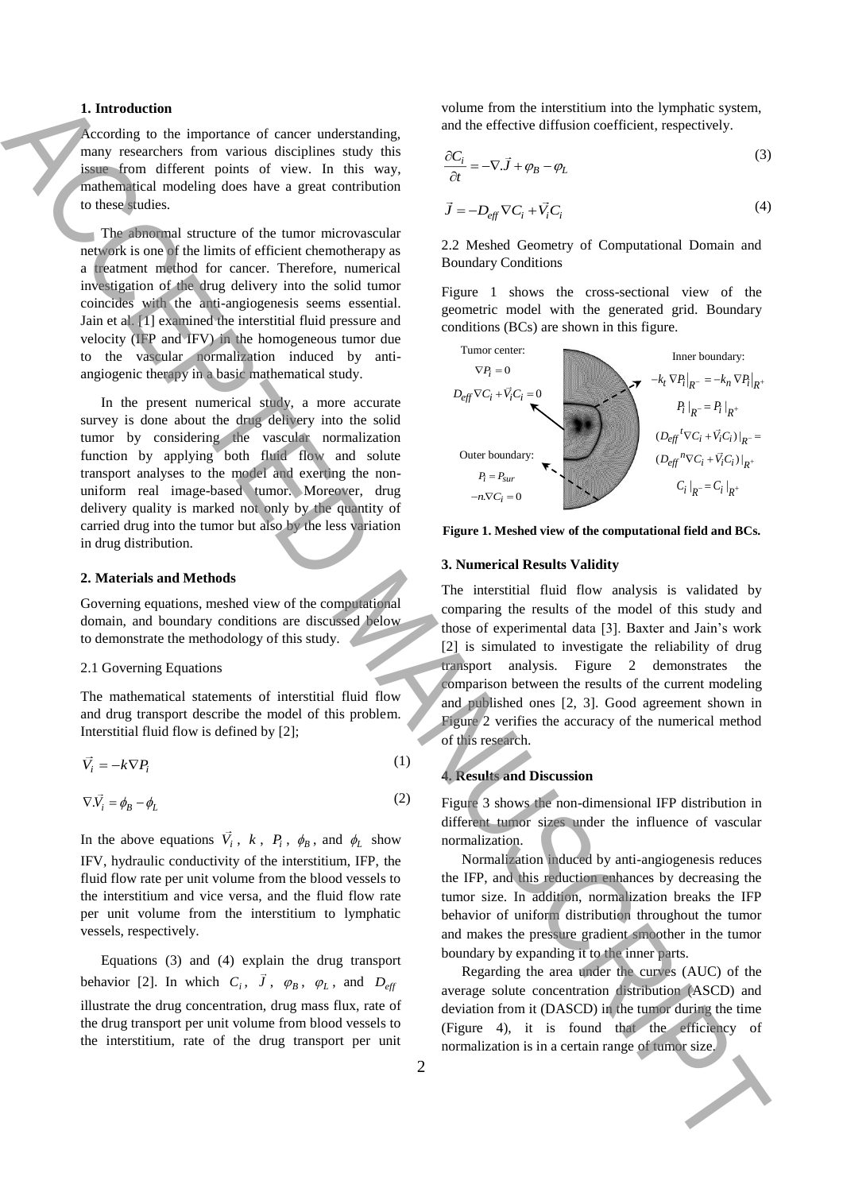## 1. Introduction

According to the importance of cancer understanding, many researchers from various disciplines study this issue from different points of view. In this way, mathematical modeling does have a great contribution to these studies.

The abnormal structure of the tumor microvascular network is one of the limits of efficient chemotherapy as a treatment method for cancer. Therefore, numerical investigation of the drug delivery into the solid tumor coincides with the anti-angiogenesis seems essential. Jain et al. [1] examined the interstitial fluid pressure and velocity (IFP and IFV) in the homogeneous tumor due to the vascular normalization induced by anti-angiogenic therapy in a basic mathematical study.

In the present numerical study, a more accurate survey is done about the drug delivery into the solid tumor by considering the vascular normalization function by applying both fluid flow and solute transport analyses to the model and exerting the non-uniform real image-based tumor. Moreover, drug delivery quality is marked not only by the quantity of carried drug into the tumor but also by the less variation in drug distribution.

## 2. Materials and Methods

Governing equations, meshed view of the computational domain, and boundary conditions are discussed below to demonstrate the methodology of this study.

### 2.1 Governing Equations

The mathematical statements of interstitial fluid flow and drug transport describe the model of this problem. Interstitial fluid flow is defined by [2];

$$\vec{V}_i = -k\nabla P_i \tag{1}$$

$$\nabla.\vec{V}_i = \phi_B - \phi_L \tag{2}$$

In the above equations $\vec{V}_i$, $k$, $P_i$, $\phi_B$, and $\phi_L$ show IFV, hydraulic conductivity of the interstitium, IFP, the fluid flow rate per unit volume from the blood vessels to the interstitium and vice versa, and the fluid flow rate per unit volume from the interstitium to lymphatic vessels, respectively.

Equations (3) and (4) explain the drug transport behavior [2]. In which $C_i$, $\vec{J}$, $\varphi_B$, $\varphi_L$, and $D_{eff}$ illustrate the drug concentration, drug mass flux, rate of the drug transport per unit volume from blood vessels to the interstitium, rate of the drug transport per unit volume from the interstitium into the lymphatic system, and the effective diffusion coefficient, respectively.

$$\frac{\partial C_i}{\partial t} = -\nabla.\vec{J} + \varphi_B - \varphi_L \tag{3}$$

$$\vec{J} = -D_{eff}\nabla C_i + \vec{V}_i C_i \tag{4}$$

### 2.2 Meshed Geometry of Computational Domain and Boundary Conditions

Figure 1 shows the cross-sectional view of the geometric model with the generated grid. Boundary conditions (BCs) are shown in this figure.

Tumor center: $\nabla P_i = 0$, $D_{eff}\nabla C_i + \vec{V}_i C_i = 0$

Outer boundary: $P_i = P_{sur}$, $-n.\nabla C_i = 0$

Inner boundary: $-k_t \nabla P_i|_{R^-} = -k_n \nabla P_i|_{R^+}$, $P_i|_{R^-} = P_i|_{R^+}$, $(D_{eff}{}^t\nabla C_i + \vec{V}_i C_i)|_{R^-} = (D_{eff}{}^n\nabla C_i + \vec{V}_i C_i)|_{R^+}$, $C_i|_{R^-} = C_i|_{R^+}$

**Figure 1. Meshed view of the computational field and BCs.**

## 3. Numerical Results Validity

The interstitial fluid flow analysis is validated by comparing the results of the model of this study and those of experimental data [3]. Baxter and Jain's work [2] is simulated to investigate the reliability of drug transport analysis. Figure 2 demonstrates the comparison between the results of the current modeling and published ones [2, 3]. Good agreement shown in Figure 2 verifies the accuracy of the numerical method of this research.

## 4. Results and Discussion

Figure 3 shows the non-dimensional IFP distribution in different tumor sizes under the influence of vascular normalization.

Normalization induced by anti-angiogenesis reduces the IFP, and this reduction enhances by decreasing the tumor size. In addition, normalization breaks the IFP behavior of uniform distribution throughout the tumor and makes the pressure gradient smoother in the tumor boundary by expanding it to the inner parts.

Regarding the area under the curves (AUC) of the average solute concentration distribution (ASCD) and deviation from it (DASCD) in the tumor during the time (Figure 4), it is found that the efficiency of normalization is in a certain range of tumor size.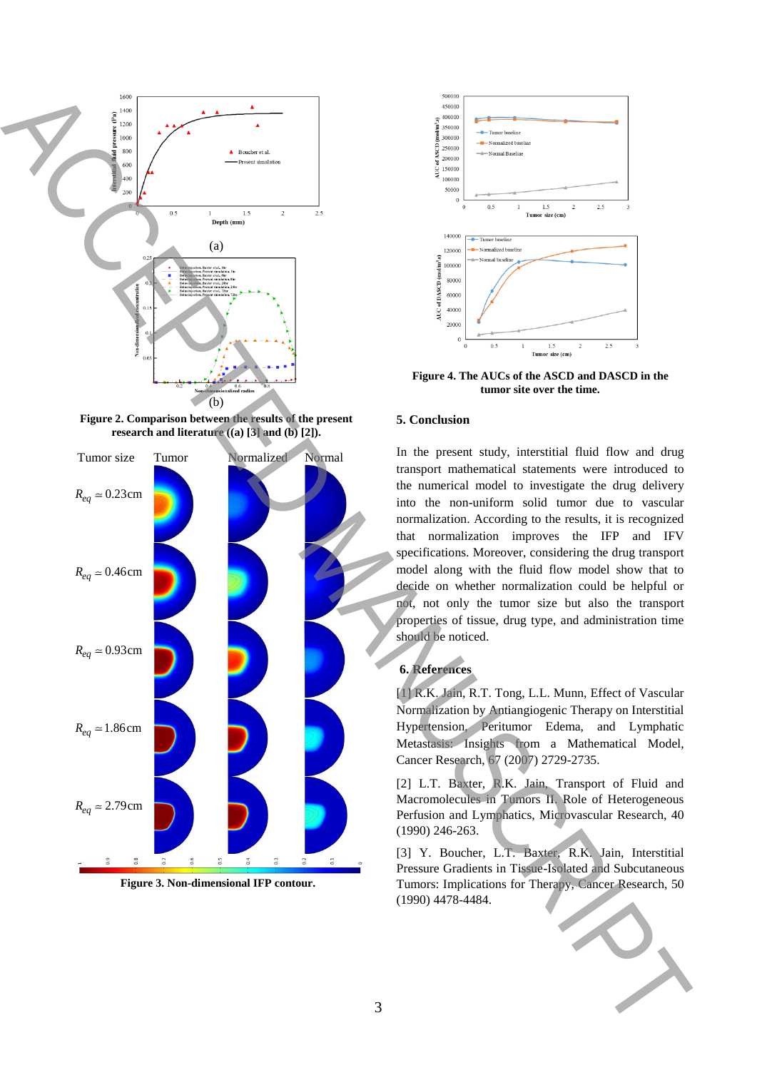1600
1400
1200
1000
800
600
400
200
0
0 0.5 1 1.5 2 2.5
Depth (mm)
Interstitial fluid pressure (Pa)
Boucher et al.
Present simulation

(a)

0.25
0.2
0.15
0.1
0.05
Non-dimensionalized concentration
Non-dimensionalized radius

(b)

**Figure 2. Comparison between the results of the present research and literature ((a) [3] and (b) [2]).**

Tumor size | Tumor | Normalized | Normal

$R_{eq} \simeq 0.23$cm

$R_{eq} \simeq 0.46$cm

$R_{eq} \simeq 0.93$cm

$R_{eq} \simeq 1.86$cm

$R_{eq} \simeq 2.79$cm

1 0.9 0.8 0.7 0.6 0.5 0.4 0.3 0.2 0.1 0

**Figure 3. Non-dimensional IFP contour.**

500000
450000
400000
350000
300000
250000
200000
150000
100000
50000
0
0 0.5 1 1.5 2 2.5 3
Tumor size (cm)
AUC of ASCD (mol/m³.s)
Tumor baseline
Normalized baseline
Normal Baseline

140000
120000
100000
80000
60000
40000
20000
0
0 0.5 1 1.5 2 2.5 3
Tumor size (cm)
AUC of DASCD (mol/m³.s)
Tumor baseline
Normalized baseline
Normal baseline

**Figure 4. The AUCs of the ASCD and DASCD in the tumor site over the time.**

## 5. Conclusion

In the present study, interstitial fluid flow and drug transport mathematical statements were introduced to the numerical model to investigate the drug delivery into the non-uniform solid tumor due to vascular normalization. According to the results, it is recognized that normalization improves the IFP and IFV specifications. Moreover, considering the drug transport model along with the fluid flow model show that to decide on whether normalization could be helpful or not, not only the tumor size but also the transport properties of tissue, drug type, and administration time should be noticed.

## 6. References

[1] R.K. Jain, R.T. Tong, L.L. Munn, Effect of Vascular Normalization by Antiangiogenic Therapy on Interstitial Hypertension, Peritumor Edema, and Lymphatic Metastasis: Insights from a Mathematical Model, Cancer Research, 67 (2007) 2729-2735.

[2] L.T. Baxter, R.K. Jain, Transport of Fluid and Macromolecules in Tumors II. Role of Heterogeneous Perfusion and Lymphatics, Microvascular Research, 40 (1990) 246-263.

[3] Y. Boucher, L.T. Baxter, R.K. Jain, Interstitial Pressure Gradients in Tissue-Isolated and Subcutaneous Tumors: Implications for Therapy, Cancer Research, 50 (1990) 4478-4484.